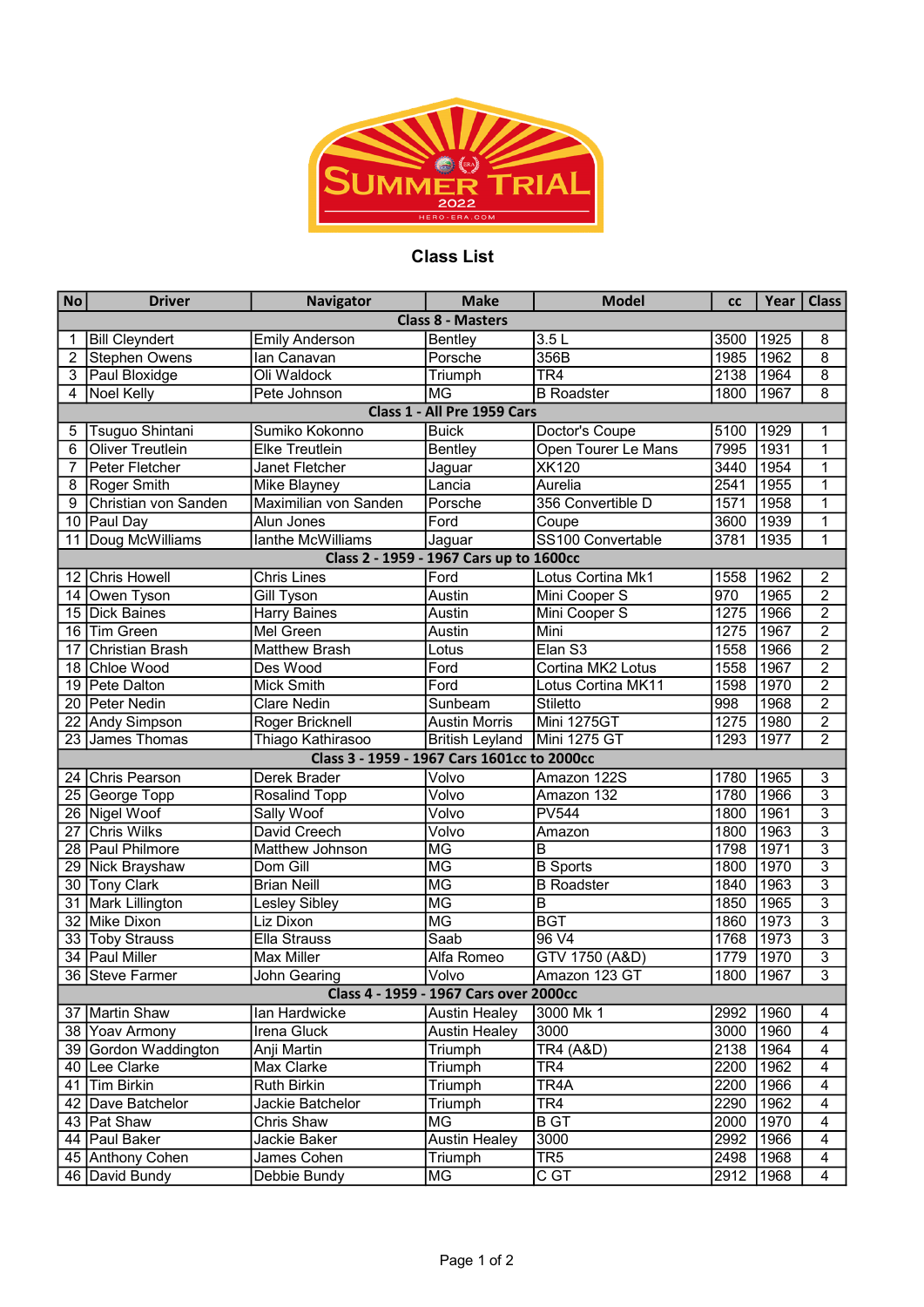# Summer Trial 2022

HERO-ERA.COM

## Class List

| No | Driver | Navigator | Make | Model | cc | Year | Class |
|---|---|---|---|---|---|---|---|
| **Class 8 - Masters** | | | | | | | |
| 1 | Bill Cleyndert | Emily Anderson | Bentley | 3.5 L | 3500 | 1925 | 8 |
| 2 | Stephen Owens | Ian Canavan | Porsche | 356B | 1985 | 1962 | 8 |
| 3 | Paul Bloxidge | Oli Waldock | Triumph | TR4 | 2138 | 1964 | 8 |
| 4 | Noel Kelly | Pete Johnson | MG | B Roadster | 1800 | 1967 | 8 |
| **Class 1 - All Pre 1959 Cars** | | | | | | | |
| 5 | Tsuguo Shintani | Sumiko Kokonno | Buick | Doctor's Coupe | 5100 | 1929 | 1 |
| 6 | Oliver Treutlein | Elke Treutlein | Bentley | Open Tourer Le Mans | 7995 | 1931 | 1 |
| 7 | Peter Fletcher | Janet Fletcher | Jaguar | XK120 | 3440 | 1954 | 1 |
| 8 | Roger Smith | Mike Blayney | Lancia | Aurelia | 2541 | 1955 | 1 |
| 9 | Christian von Sanden | Maximilian von Sanden | Porsche | 356 Convertible D | 1571 | 1958 | 1 |
| 10 | Paul Day | Alun Jones | Ford | Coupe | 3600 | 1939 | 1 |
| 11 | Doug McWilliams | Ianthe McWilliams | Jaguar | SS100 Convertable | 3781 | 1935 | 1 |
| **Class 2 - 1959 - 1967 Cars up to 1600cc** | | | | | | | |
| 12 | Chris Howell | Chris Lines | Ford | Lotus Cortina Mk1 | 1558 | 1962 | 2 |
| 14 | Owen Tyson | Gill Tyson | Austin | Mini Cooper S | 970 | 1965 | 2 |
| 15 | Dick Baines | Harry Baines | Austin | Mini Cooper S | 1275 | 1966 | 2 |
| 16 | Tim Green | Mel Green | Austin | Mini | 1275 | 1967 | 2 |
| 17 | Christian Brash | Matthew Brash | Lotus | Elan S3 | 1558 | 1966 | 2 |
| 18 | Chloe Wood | Des Wood | Ford | Cortina MK2 Lotus | 1558 | 1967 | 2 |
| 19 | Pete Dalton | Mick Smith | Ford | Lotus Cortina MK11 | 1598 | 1970 | 2 |
| 20 | Peter Nedin | Clare Nedin | Sunbeam | Stiletto | 998 | 1968 | 2 |
| 22 | Andy Simpson | Roger Bricknell | Austin Morris | Mini 1275GT | 1275 | 1980 | 2 |
| 23 | James Thomas | Thiago Kathirasoo | British Leyland | Mini 1275 GT | 1293 | 1977 | 2 |
| **Class 3 - 1959 - 1967 Cars 1601cc to 2000cc** | | | | | | | |
| 24 | Chris Pearson | Derek Brader | Volvo | Amazon 122S | 1780 | 1965 | 3 |
| 25 | George Topp | Rosalind Topp | Volvo | Amazon 132 | 1780 | 1966 | 3 |
| 26 | Nigel Woof | Sally Woof | Volvo | PV544 | 1800 | 1961 | 3 |
| 27 | Chris Wilks | David Creech | Volvo | Amazon | 1800 | 1963 | 3 |
| 28 | Paul Philmore | Matthew Johnson | MG | B | 1798 | 1971 | 3 |
| 29 | Nick Brayshaw | Dom Gill | MG | B Sports | 1800 | 1970 | 3 |
| 30 | Tony Clark | Brian Neill | MG | B Roadster | 1840 | 1963 | 3 |
| 31 | Mark Lillington | Lesley Sibley | MG | B | 1850 | 1965 | 3 |
| 32 | Mike Dixon | Liz Dixon | MG | BGT | 1860 | 1973 | 3 |
| 33 | Toby Strauss | Ella Strauss | Saab | 96 V4 | 1768 | 1973 | 3 |
| 34 | Paul Miller | Max Miller | Alfa Romeo | GTV 1750 (A&D) | 1779 | 1970 | 3 |
| 36 | Steve Farmer | John Gearing | Volvo | Amazon 123 GT | 1800 | 1967 | 3 |
| **Class 4 - 1959 - 1967 Cars over 2000cc** | | | | | | | |
| 37 | Martin Shaw | Ian Hardwicke | Austin Healey | 3000 Mk 1 | 2992 | 1960 | 4 |
| 38 | Yoav Armony | Irena Gluck | Austin Healey | 3000 | 3000 | 1960 | 4 |
| 39 | Gordon Waddington | Anji Martin | Triumph | TR4 (A&D) | 2138 | 1964 | 4 |
| 40 | Lee Clarke | Max Clarke | Triumph | TR4 | 2200 | 1962 | 4 |
| 41 | Tim Birkin | Ruth Birkin | Triumph | TR4A | 2200 | 1966 | 4 |
| 42 | Dave Batchelor | Jackie Batchelor | Triumph | TR4 | 2290 | 1962 | 4 |
| 43 | Pat Shaw | Chris Shaw | MG | B GT | 2000 | 1970 | 4 |
| 44 | Paul Baker | Jackie Baker | Austin Healey | 3000 | 2992 | 1966 | 4 |
| 45 | Anthony Cohen | James Cohen | Triumph | TR5 | 2498 | 1968 | 4 |
| 46 | David Bundy | Debbie Bundy | MG | C GT | 2912 | 1968 | 4 |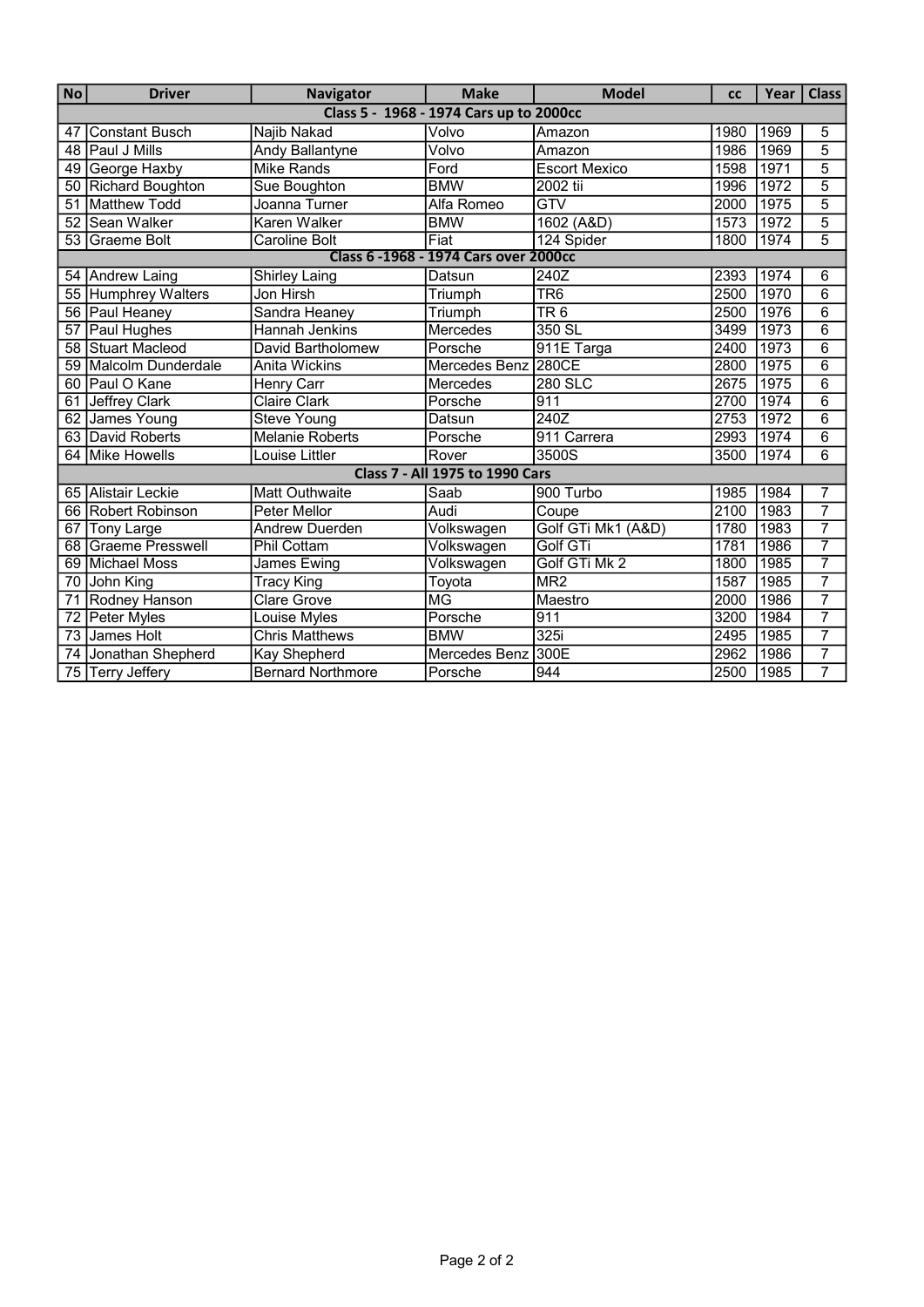| No | Driver | Navigator | Make | Model | cc | Year | Class |
|---|---|---|---|---|---|---|---|
| **Class 5 - 1968 - 1974 Cars up to 2000cc** | | | | | | | |
| 47 | Constant Busch | Najib Nakad | Volvo | Amazon | 1980 | 1969 | 5 |
| 48 | Paul J Mills | Andy Ballantyne | Volvo | Amazon | 1986 | 1969 | 5 |
| 49 | George Haxby | Mike Rands | Ford | Escort Mexico | 1598 | 1971 | 5 |
| 50 | Richard Boughton | Sue Boughton | BMW | 2002 tii | 1996 | 1972 | 5 |
| 51 | Matthew Todd | Joanna Turner | Alfa Romeo | GTV | 2000 | 1975 | 5 |
| 52 | Sean Walker | Karen Walker | BMW | 1602 (A&D) | 1573 | 1972 | 5 |
| 53 | Graeme Bolt | Caroline Bolt | Fiat | 124 Spider | 1800 | 1974 | 5 |
| **Class 6 -1968 - 1974 Cars over 2000cc** | | | | | | | |
| 54 | Andrew Laing | Shirley Laing | Datsun | 240Z | 2393 | 1974 | 6 |
| 55 | Humphrey Walters | Jon Hirsh | Triumph | TR6 | 2500 | 1970 | 6 |
| 56 | Paul Heaney | Sandra Heaney | Triumph | TR 6 | 2500 | 1976 | 6 |
| 57 | Paul Hughes | Hannah Jenkins | Mercedes | 350 SL | 3499 | 1973 | 6 |
| 58 | Stuart Macleod | David Bartholomew | Porsche | 911E Targa | 2400 | 1973 | 6 |
| 59 | Malcolm Dunderdale | Anita Wickins | Mercedes Benz | 280CE | 2800 | 1975 | 6 |
| 60 | Paul O Kane | Henry Carr | Mercedes | 280 SLC | 2675 | 1975 | 6 |
| 61 | Jeffrey Clark | Claire Clark | Porsche | 911 | 2700 | 1974 | 6 |
| 62 | James Young | Steve Young | Datsun | 240Z | 2753 | 1972 | 6 |
| 63 | David Roberts | Melanie Roberts | Porsche | 911 Carrera | 2993 | 1974 | 6 |
| 64 | Mike Howells | Louise Littler | Rover | 3500S | 3500 | 1974 | 6 |
| **Class 7 - All 1975 to 1990 Cars** | | | | | | | |
| 65 | Alistair Leckie | Matt Outhwaite | Saab | 900 Turbo | 1985 | 1984 | 7 |
| 66 | Robert Robinson | Peter Mellor | Audi | Coupe | 2100 | 1983 | 7 |
| 67 | Tony Large | Andrew Duerden | Volkswagen | Golf GTi Mk1 (A&D) | 1780 | 1983 | 7 |
| 68 | Graeme Presswell | Phil Cottam | Volkswagen | Golf GTi | 1781 | 1986 | 7 |
| 69 | Michael Moss | James Ewing | Volkswagen | Golf GTi Mk 2 | 1800 | 1985 | 7 |
| 70 | John King | Tracy King | Toyota | MR2 | 1587 | 1985 | 7 |
| 71 | Rodney Hanson | Clare Grove | MG | Maestro | 2000 | 1986 | 7 |
| 72 | Peter Myles | Louise Myles | Porsche | 911 | 3200 | 1984 | 7 |
| 73 | James Holt | Chris Matthews | BMW | 325i | 2495 | 1985 | 7 |
| 74 | Jonathan Shepherd | Kay Shepherd | Mercedes Benz | 300E | 2962 | 1986 | 7 |
| 75 | Terry Jeffery | Bernard Northmore | Porsche | 944 | 2500 | 1985 | 7 |